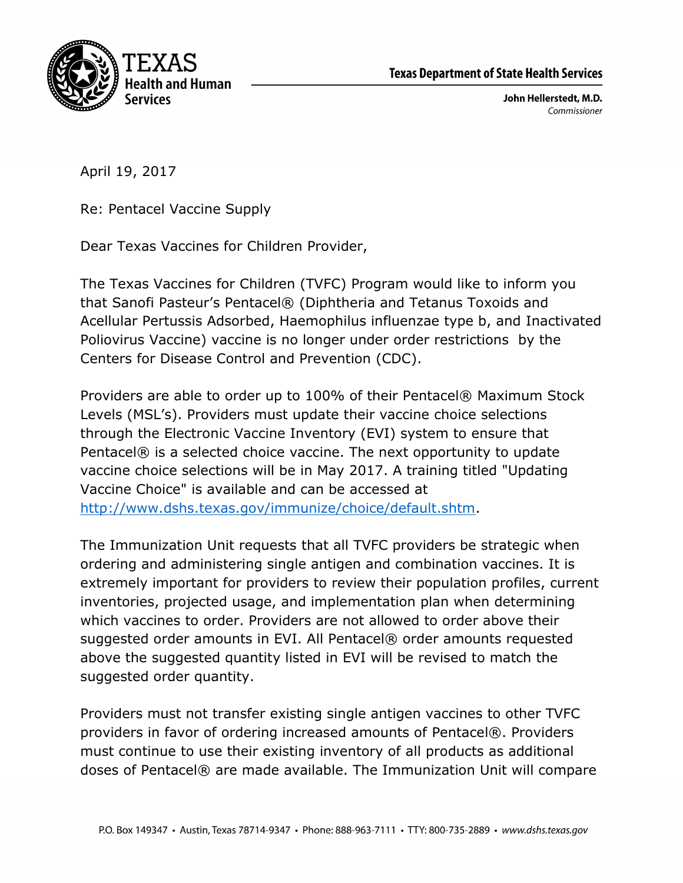Texas Department of State Health Services

**John Hellerstedt, M.D.**
*Commissioner*

April 19, 2017

Re: Pentacel Vaccine Supply

Dear Texas Vaccines for Children Provider,

The Texas Vaccines for Children (TVFC) Program would like to inform you that Sanofi Pasteur's Pentacel® (Diphtheria and Tetanus Toxoids and Acellular Pertussis Adsorbed, Haemophilus influenzae type b, and Inactivated Poliovirus Vaccine) vaccine is no longer under order restrictions by the Centers for Disease Control and Prevention (CDC).

Providers are able to order up to 100% of their Pentacel® Maximum Stock Levels (MSL's). Providers must update their vaccine choice selections through the Electronic Vaccine Inventory (EVI) system to ensure that Pentacel® is a selected choice vaccine. The next opportunity to update vaccine choice selections will be in May 2017. A training titled "Updating Vaccine Choice" is available and can be accessed at [http://www.dshs.texas.gov/immunize/choice/default.shtm](http://www.dshs.texas.gov/immunize/choice/default.shtm).

The Immunization Unit requests that all TVFC providers be strategic when ordering and administering single antigen and combination vaccines. It is extremely important for providers to review their population profiles, current inventories, projected usage, and implementation plan when determining which vaccines to order. Providers are not allowed to order above their suggested order amounts in EVI. All Pentacel® order amounts requested above the suggested quantity listed in EVI will be revised to match the suggested order quantity.

Providers must not transfer existing single antigen vaccines to other TVFC providers in favor of ordering increased amounts of Pentacel®. Providers must continue to use their existing inventory of all products as additional doses of Pentacel® are made available. The Immunization Unit will compare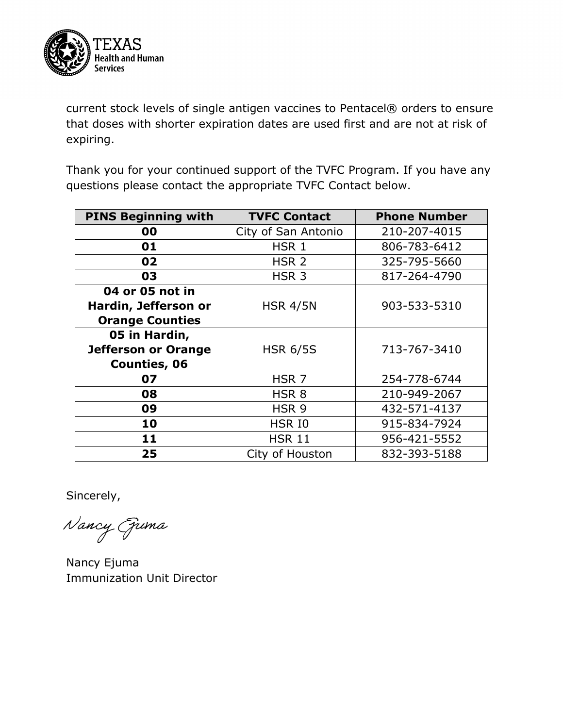current stock levels of single antigen vaccines to Pentacel® orders to ensure that doses with shorter expiration dates are used first and are not at risk of expiring.

Thank you for your continued support of the TVFC Program. If you have any questions please contact the appropriate TVFC Contact below.

| PINS Beginning with | TVFC Contact | Phone Number |
|---|---|---|
| **00** | City of San Antonio | 210-207-4015 |
| **01** | HSR 1 | 806-783-6412 |
| **02** | HSR 2 | 325-795-5660 |
| **03** | HSR 3 | 817-264-4790 |
| **04 or 05 not in Hardin, Jefferson or Orange Counties** | HSR 4/5N | 903-533-5310 |
| **05 in Hardin, Jefferson or Orange Counties, 06** | HSR 6/5S | 713-767-3410 |
| **07** | HSR 7 | 254-778-6744 |
| **08** | HSR 8 | 210-949-2067 |
| **09** | HSR 9 | 432-571-4137 |
| **10** | HSR I0 | 915-834-7924 |
| **11** | HSR 11 | 956-421-5552 |
| **25** | City of Houston | 832-393-5188 |

Sincerely,

Nancy Ejuma

Nancy Ejuma
Immunization Unit Director